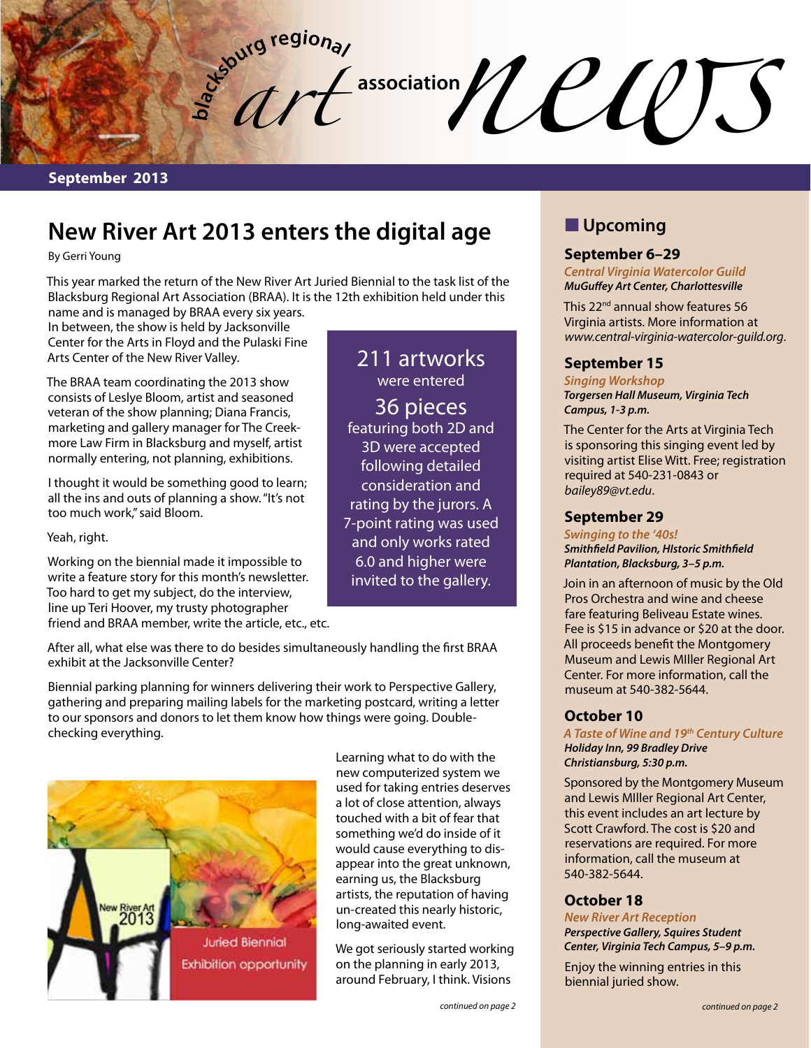# blacksburg regional art association news

**September 2013**

## New River Art 2013 enters the digital age

By Gerri Young

This year marked the return of the New River Art Juried Biennial to the task list of the Blacksburg Regional Art Association (BRAA). It is the 12th exhibition held under this name and is managed by BRAA every six years. In between, the show is held by Jacksonville Center for the Arts in Floyd and the Pulaski Fine Arts Center of the New River Valley.

The BRAA team coordinating the 2013 show consists of Leslye Bloom, artist and seasoned veteran of the show planning; Diana Francis, marketing and gallery manager for The Creekmore Law Firm in Blacksburg and myself, artist normally entering, not planning, exhibitions.

I thought it would be something good to learn; all the ins and outs of planning a show. "It's not too much work," said Bloom.

Yeah, right.

Working on the biennial made it impossible to write a feature story for this month's newsletter. Too hard to get my subject, do the interview, line up Teri Hoover, my trusty photographer friend and BRAA member, write the article, etc., etc.

> 211 artworks were entered
>
> 36 pieces featuring both 2D and 3D were accepted following detailed consideration and rating by the jurors. A 7-point rating was used and only works rated 6.0 and higher were invited to the gallery.

After all, what else was there to do besides simultaneously handling the first BRAA exhibit at the Jacksonville Center?

Biennial parking planning for winners delivering their work to Perspective Gallery, gathering and preparing mailing labels for the marketing postcard, writing a letter to our sponsors and donors to let them know how things were going. Double-checking everything.

New River Art 2013 Juried Biennial Exhibition opportunity

Learning what to do with the new computerized system we used for taking entries deserves a lot of close attention, always touched with a bit of fear that something we'd do inside of it would cause everything to disappear into the great unknown, earning us, the Blacksburg artists, the reputation of having un-created this nearly historic, long-awaited event.

We got seriously started working on the planning in early 2013, around February, I think. Visions

*continued on page 2*

## Upcoming

### September 6–29

***Central Virginia Watercolor Guild***
***MuGuffey Art Center, Charlottesville***

This 22nd annual show features 56 Virginia artists. More information at *www.central-virginia-watercolor-guild.org*.

### September 15

***Singing Workshop***
***Torgersen Hall Museum, Virginia Tech Campus, 1-3 p.m.***

The Center for the Arts at Virginia Tech is sponsoring this singing event led by visiting artist Elise Witt. Free; registration required at 540-231-0843 or *bailey89@vt.edu*.

### September 29

***Swinging to the '40s!***
***Smithfield Pavilion, HIstoric Smithfield Plantation, Blacksburg, 3–5 p.m.***

Join in an afternoon of music by the Old Pros Orchestra and wine and cheese fare featuring Beliveau Estate wines. Fee is $15 in advance or $20 at the door. All proceeds benefit the Montgomery Museum and Lewis MIller Regional Art Center. For more information, call the museum at 540-382-5644.

### October 10

***A Taste of Wine and 19th Century Culture***
***Holiday Inn, 99 Bradley Drive Christiansburg, 5:30 p.m.***

Sponsored by the Montgomery Museum and Lewis MIller Regional Art Center, this event includes an art lecture by Scott Crawford. The cost is $20 and reservations are required. For more information, call the museum at 540-382-5644.

### October 18

***New River Art Reception***
***Perspective Gallery, Squires Student Center, Virginia Tech Campus, 5–9 p.m.***

Enjoy the winning entries in this biennial juried show.

*continued on page 2*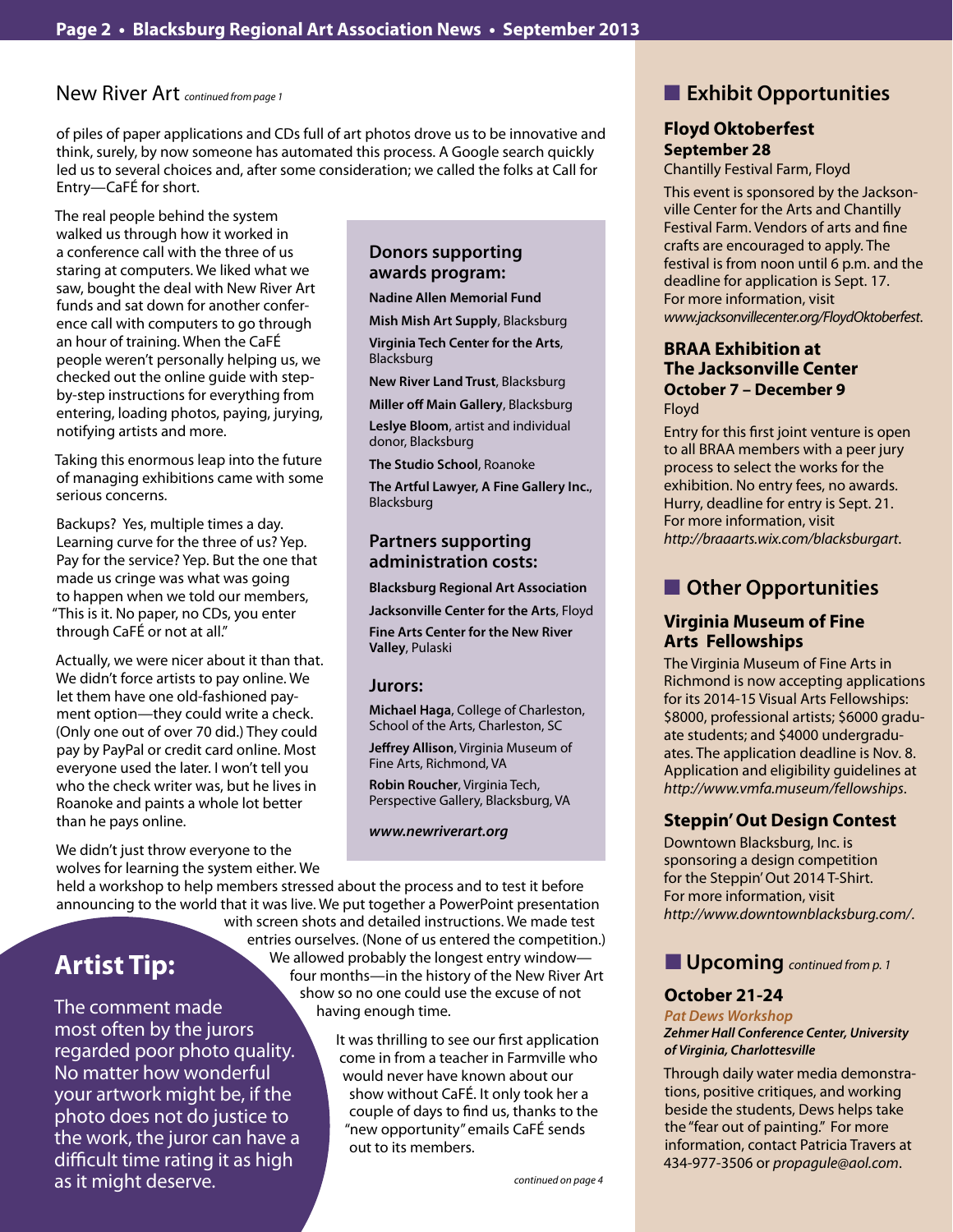## New River Art *continued from page 1*

of piles of paper applications and CDs full of art photos drove us to be innovative and think, surely, by now someone has automated this process. A Google search quickly led us to several choices and, after some consideration; we called the folks at Call for Entry—CaFÉ for short.

The real people behind the system walked us through how it worked in a conference call with the three of us staring at computers. We liked what we saw, bought the deal with New River Art funds and sat down for another conference call with computers to go through an hour of training. When the CaFÉ people weren't personally helping us, we checked out the online guide with step-by-step instructions for everything from entering, loading photos, paying, jurying, notifying artists and more.

Taking this enormous leap into the future of managing exhibitions came with some serious concerns.

Backups? Yes, multiple times a day. Learning curve for the three of us? Yep. Pay for the service? Yep. But the one that made us cringe was what was going to happen when we told our members, "This is it. No paper, no CDs, you enter through CaFÉ or not at all."

Actually, we were nicer about it than that. We didn't force artists to pay online. We let them have one old-fashioned payment option—they could write a check. (Only one out of over 70 did.) They could pay by PayPal or credit card online. Most everyone used the later. I won't tell you who the check writer was, but he lives in Roanoke and paints a whole lot better than he pays online.

We didn't just throw everyone to the wolves for learning the system either. We held a workshop to help members stressed about the process and to test it before announcing to the world that it was live. We put together a PowerPoint presentation with screen shots and detailed instructions. We made test entries ourselves. (None of us entered the competition.) We allowed probably the longest entry window—four months—in the history of the New River Art show so no one could use the excuse of not having enough time.

It was thrilling to see our first application come in from a teacher in Farmville who would never have known about our show without CaFÉ. It only took her a couple of days to find us, thanks to the "new opportunity" emails CaFÉ sends out to its members.

*continued on page 4*

### Donors supporting awards program:

**Nadine Allen Memorial Fund**

**Mish Mish Art Supply**, Blacksburg

**Virginia Tech Center for the Arts**, Blacksburg

**New River Land Trust**, Blacksburg

**Miller off Main Gallery**, Blacksburg

**Leslye Bloom**, artist and individual donor, Blacksburg

**The Studio School**, Roanoke

**The Artful Lawyer, A Fine Gallery Inc.**, Blacksburg

### Partners supporting administration costs:

**Blacksburg Regional Art Association**

**Jacksonville Center for the Arts**, Floyd

**Fine Arts Center for the New River Valley**, Pulaski

### Jurors:

**Michael Haga**, College of Charleston, School of the Arts, Charleston, SC

**Jeffrey Allison**, Virginia Museum of Fine Arts, Richmond, VA

**Robin Roucher**, Virginia Tech, Perspective Gallery, Blacksburg, VA

***www.newriverart.org***

## Artist Tip:

The comment made most often by the jurors regarded poor photo quality. No matter how wonderful your artwork might be, if the photo does not do justice to the work, the juror can have a difficult time rating it as high as it might deserve.

## Exhibit Opportunities

### Floyd Oktoberfest
**September 28**

Chantilly Festival Farm, Floyd

This event is sponsored by the Jacksonville Center for the Arts and Chantilly Festival Farm. Vendors of arts and fine crafts are encouraged to apply. The festival is from noon until 6 p.m. and the deadline for application is Sept. 17. For more information, visit *www.jacksonvillecenter.org/FloydOktoberfest*.

### BRAA Exhibition at The Jacksonville Center
**October 7 – December 9**

Floyd

Entry for this first joint venture is open to all BRAA members with a peer jury process to select the works for the exhibition. No entry fees, no awards. Hurry, deadline for entry is Sept. 21. For more information, visit *http://braaarts.wix.com/blacksburgart*.

## Other Opportunities

### Virginia Museum of Fine Arts Fellowships

The Virginia Museum of Fine Arts in Richmond is now accepting applications for its 2014-15 Visual Arts Fellowships: $8000, professional artists; $6000 graduate students; and $4000 undergraduates. The application deadline is Nov. 8. Application and eligibility guidelines at *http://www.vmfa.museum/fellowships*.

### Steppin' Out Design Contest

Downtown Blacksburg, Inc. is sponsoring a design competition for the Steppin' Out 2014 T-Shirt. For more information, visit *http://www.downtownblacksburg.com/*.

## Upcoming *continued from p. 1*

### October 21-24

***Pat Dews Workshop***

***Zehmer Hall Conference Center, University of Virginia, Charlottesville***

Through daily water media demonstrations, positive critiques, and working beside the students, Dews helps take the "fear out of painting." For more information, contact Patricia Travers at 434-977-3506 or *propagule@aol.com*.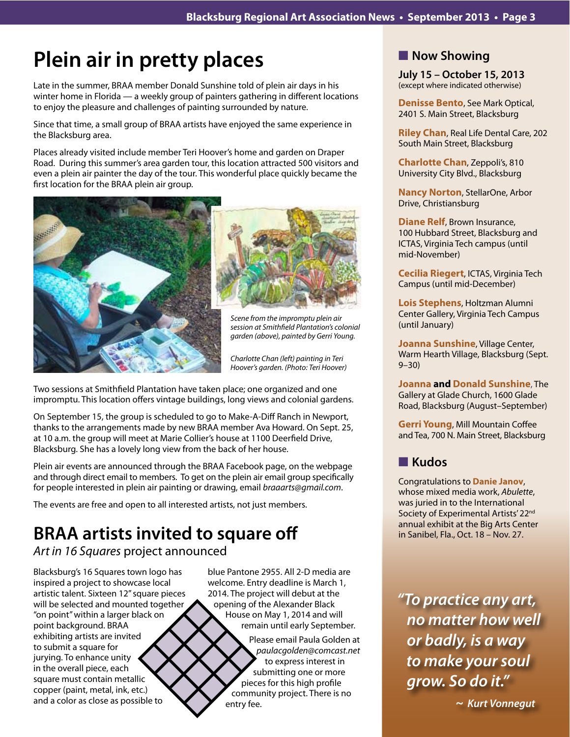# Plein air in pretty places

Late in the summer, BRAA member Donald Sunshine told of plein air days in his winter home in Florida — a weekly group of painters gathering in different locations to enjoy the pleasure and challenges of painting surrounded by nature.

Since that time, a small group of BRAA artists have enjoyed the same experience in the Blacksburg area.

Places already visited include member Teri Hoover's home and garden on Draper Road. During this summer's area garden tour, this location attracted 500 visitors and even a plein air painter the day of the tour. This wonderful place quickly became the first location for the BRAA plein air group.

*Scene from the impromptu plein air session at Smithfield Plantation's colonial garden (above), painted by Gerri Young.*

*Charlotte Chan (left) painting in Teri Hoover's garden. (Photo: Teri Hoover)*

Two sessions at Smithfield Plantation have taken place; one organized and one impromptu. This location offers vintage buildings, long views and colonial gardens.

On September 15, the group is scheduled to go to Make-A-Diff Ranch in Newport, thanks to the arrangements made by new BRAA member Ava Howard. On Sept. 25, at 10 a.m. the group will meet at Marie Collier's house at 1100 Deerfield Drive, Blacksburg. She has a lovely long view from the back of her house.

Plein air events are announced through the BRAA Facebook page, on the webpage and through direct email to members. To get on the plein air email group specifically for people interested in plein air painting or drawing, email *braaarts@gmail.com*.

The events are free and open to all interested artists, not just members.

# BRAA artists invited to square off

## *Art in 16 Squares* project announced

Blacksburg's 16 Squares town logo has inspired a project to showcase local artistic talent. Sixteen 12" square pieces will be selected and mounted together "on point" within a larger black on point background. BRAA exhibiting artists are invited to submit a square for jurying. To enhance unity in the overall piece, each square must contain metallic copper (paint, metal, ink, etc.) and a color as close as possible to blue Pantone 2955. All 2-D media are welcome. Entry deadline is March 1, 2014. The project will debut at the opening of the Alexander Black House on May 1, 2014 and will remain until early September.

Please email Paula Golden at *paulacgolden@comcast.net* to express interest in submitting one or more pieces for this high profile community project. There is no entry fee.

## Now Showing

**July 15 – October 15, 2013**
(except where indicated otherwise)

**Denisse Bento**, See Mark Optical, 2401 S. Main Street, Blacksburg

**Riley Chan**, Real Life Dental Care, 202 South Main Street, Blacksburg

**Charlotte Chan**, Zeppoli's, 810 University City Blvd., Blacksburg

**Nancy Norton**, StellarOne, Arbor Drive, Christiansburg

**Diane Relf**, Brown Insurance, 100 Hubbard Street, Blacksburg and ICTAS, Virginia Tech campus (until mid-November)

**Cecilia Riegert**, ICTAS, Virginia Tech Campus (until mid-December)

**Lois Stephens**, Holtzman Alumni Center Gallery, Virginia Tech Campus (until January)

**Joanna Sunshine**, Village Center, Warm Hearth Village, Blacksburg (Sept. 9–30)

**Joanna and Donald Sunshine**, The Gallery at Glade Church, 1600 Glade Road, Blacksburg (August–September)

**Gerri Young**, Mill Mountain Coffee and Tea, 700 N. Main Street, Blacksburg

## Kudos

Congratulations to **Danie Janov**, whose mixed media work, *Abulette*, was juried in to the International Society of Experimental Artists' 22nd annual exhibit at the Big Arts Center in Sanibel, Fla., Oct. 18 – Nov. 27.

*"To practice any art, no matter how well or badly, is a way to make your soul grow. So do it."*

*~ Kurt Vonnegut*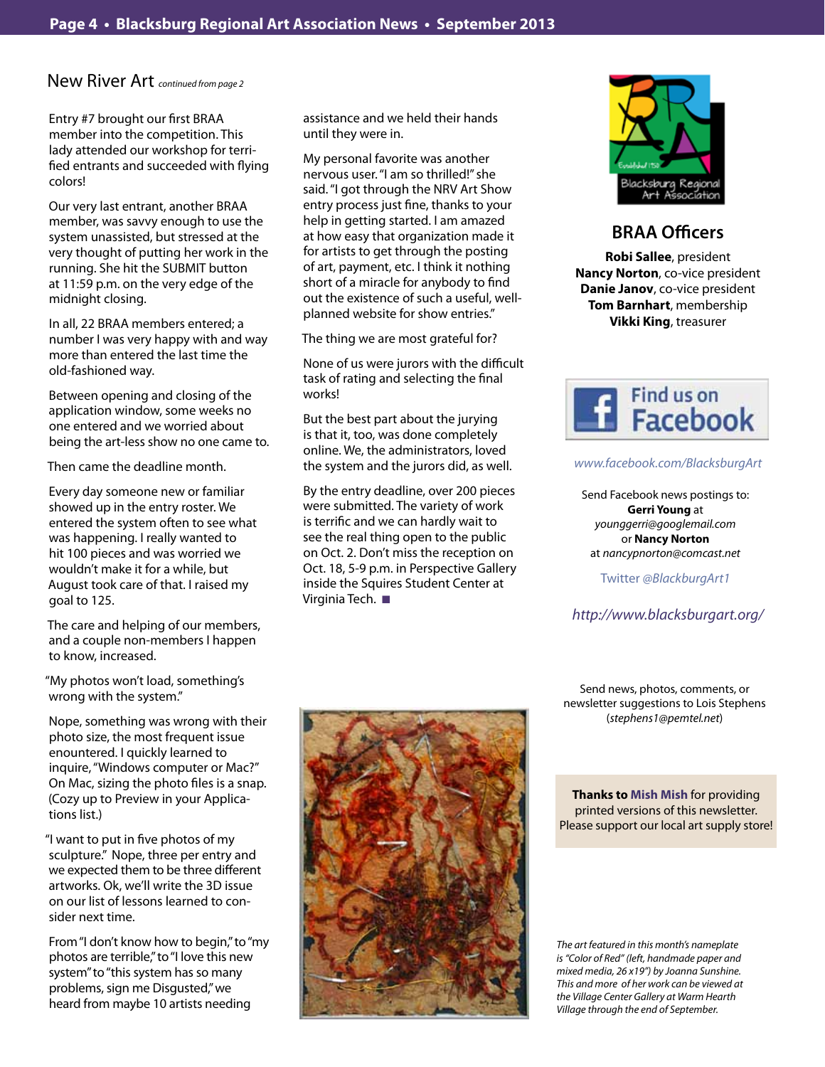## New River Art *continued from page 2*

Entry #7 brought our first BRAA member into the competition. This lady attended our workshop for terrified entrants and succeeded with flying colors!

Our very last entrant, another BRAA member, was savvy enough to use the system unassisted, but stressed at the very thought of putting her work in the running. She hit the SUBMIT button at 11:59 p.m. on the very edge of the midnight closing.

In all, 22 BRAA members entered; a number I was very happy with and way more than entered the last time the old-fashioned way.

Between opening and closing of the application window, some weeks no one entered and we worried about being the art-less show no one came to.

Then came the deadline month.

Every day someone new or familiar showed up in the entry roster. We entered the system often to see what was happening. I really wanted to hit 100 pieces and was worried we wouldn't make it for a while, but August took care of that. I raised my goal to 125.

The care and helping of our members, and a couple non-members I happen to know, increased.

"My photos won't load, something's wrong with the system."

Nope, something was wrong with their photo size, the most frequent issue enountered. I quickly learned to inquire, "Windows computer or Mac?" On Mac, sizing the photo files is a snap. (Cozy up to Preview in your Applications list.)

"I want to put in five photos of my sculpture." Nope, three per entry and we expected them to be three different artworks. Ok, we'll write the 3D issue on our list of lessons learned to consider next time.

From "I don't know how to begin," to "my photos are terrible," to "I love this new system" to "this system has so many problems, sign me Disgusted," we heard from maybe 10 artists needing assistance and we held their hands until they were in.

My personal favorite was another nervous user. "I am so thrilled!" she said. "I got through the NRV Art Show entry process just fine, thanks to your help in getting started. I am amazed at how easy that organization made it for artists to get through the posting of art, payment, etc. I think it nothing short of a miracle for anybody to find out the existence of such a useful, well-planned website for show entries."

The thing we are most grateful for?

None of us were jurors with the difficult task of rating and selecting the final works!

But the best part about the jurying is that it, too, was done completely online. We, the administrators, loved the system and the jurors did, as well.

By the entry deadline, over 200 pieces were submitted. The variety of work is terrific and we can hardly wait to see the real thing open to the public on Oct. 2. Don't miss the reception on Oct. 18, 5-9 p.m. in Perspective Gallery inside the Squires Student Center at Virginia Tech. ■

Established 1958
Blacksburg Regional Art Association

## BRAA Officers

**Robi Sallee**, president
**Nancy Norton**, co-vice president
**Danie Janov**, co-vice president
**Tom Barnhart**, membership
**Vikki King**, treasurer

Find us on Facebook

*www.facebook.com/BlacksburgArt*

Send Facebook news postings to:
**Gerri Young** at
*younggerri@googlemail.com*
or **Nancy Norton**
at *nancypnorton@comcast.net*

Twitter *@BlackburgArt1*

*http://www.blacksburgart.org/*

Send news, photos, comments, or newsletter suggestions to Lois Stephens (*stephens1@pemtel.net*)

**Thanks to Mish Mish** for providing printed versions of this newsletter. Please support our local art supply store!

*The art featured in this month's nameplate is "Color of Red" (left, handmade paper and mixed media, 26 x19") by Joanna Sunshine. This and more of her work can be viewed at the Village Center Gallery at Warm Hearth Village through the end of September.*